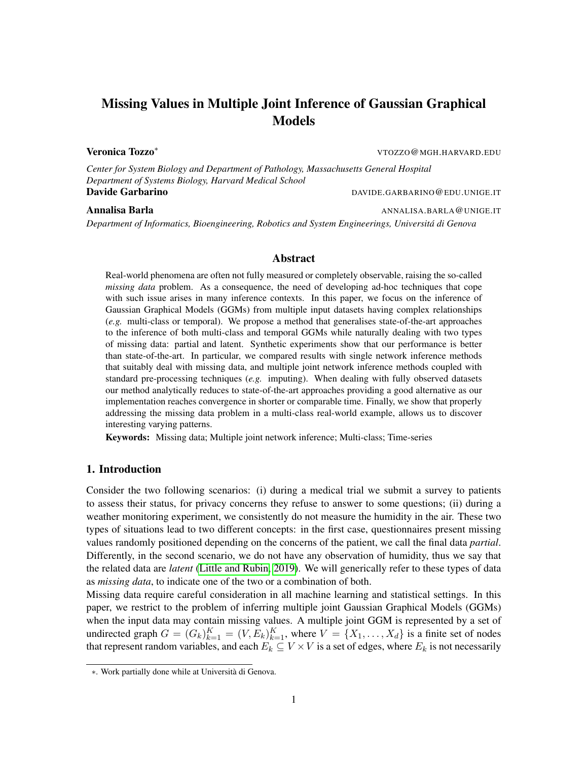# Missing Values in Multiple Joint Inference of Gaussian Graphical Models

**Veronica Tozzo**[*] VTOZZO@MGH.HARVARD.EDU

*Center for System Biology and Department of Pathology, Massachusetts General Hospital*
*Department of Systems Biology, Harvard Medical School*

**Davide Garbarino** DAVIDE.GARBARINO@EDU.UNIGE.IT

**Annalisa Barla** ANNALISA.BARLA@UNIGE.IT

*Department of Informatics, Bioengineering, Robotics and System Engineerings, Universitá di Genova*

## Abstract

Real-world phenomena are often not fully measured or completely observable, raising the so-called *missing data* problem. As a consequence, the need of developing ad-hoc techniques that cope with such issue arises in many inference contexts. In this paper, we focus on the inference of Gaussian Graphical Models (GGMs) from multiple input datasets having complex relationships (*e.g.* multi-class or temporal). We propose a method that generalises state-of-the-art approaches to the inference of both multi-class and temporal GGMs while naturally dealing with two types of missing data: partial and latent. Synthetic experiments show that our performance is better than state-of-the-art. In particular, we compared results with single network inference methods that suitably deal with missing data, and multiple joint network inference methods coupled with standard pre-processing techniques (*e.g.* imputing). When dealing with fully observed datasets our method analytically reduces to state-of-the-art approaches providing a good alternative as our implementation reaches convergence in shorter or comparable time. Finally, we show that properly addressing the missing data problem in a multi-class real-world example, allows us to discover interesting varying patterns.

**Keywords:** Missing data; Multiple joint network inference; Multi-class; Time-series

## 1. Introduction

Consider the two following scenarios: (i) during a medical trial we submit a survey to patients to assess their status, for privacy concerns they refuse to answer to some questions; (ii) during a weather monitoring experiment, we consistently do not measure the humidity in the air. These two types of situations lead to two different concepts: in the first case, questionnaires present missing values randomly positioned depending on the concerns of the patient, we call the final data *partial*. Differently, in the second scenario, we do not have any observation of humidity, thus we say that the related data are *latent* (Little and Rubin, 2019). We will generically refer to these types of data as *missing data*, to indicate one of the two or a combination of both.

Missing data require careful consideration in all machine learning and statistical settings. In this paper, we restrict to the problem of inferring multiple joint Gaussian Graphical Models (GGMs) when the input data may contain missing values. A multiple joint GGM is represented by a set of undirected graph $G = (G_k)_{k=1}^K = (V, E_k)_{k=1}^K$, where $V = \{X_1, \ldots, X_d\}$ is a finite set of nodes that represent random variables, and each $E_k \subseteq V \times V$ is a set of edges, where $E_k$ is not necessarily

[*]. Work partially done while at Università di Genova.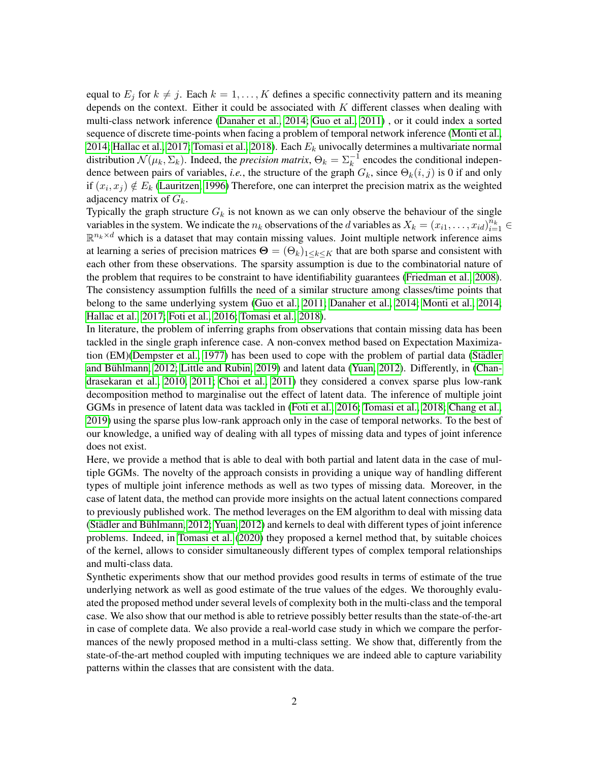equal to $E_j$ for $k \neq j$. Each $k = 1, \ldots, K$ defines a specific connectivity pattern and its meaning depends on the context. Either it could be associated with $K$ different classes when dealing with multi-class network inference (Danaher et al., 2014; Guo et al., 2011) , or it could index a sorted sequence of discrete time-points when facing a problem of temporal network inference (Monti et al., 2014; Hallac et al., 2017; Tomasi et al., 2018). Each $E_k$ univocally determines a multivariate normal distribution $\mathcal{N}(\mu_k, \Sigma_k)$. Indeed, the *precision matrix*, $\Theta_k = \Sigma_k^{-1}$ encodes the conditional independence between pairs of variables, *i.e.*, the structure of the graph $G_k$, since $\Theta_k(i, j)$ is 0 if and only if $(x_i, x_j) \notin E_k$ (Lauritzen, 1996) Therefore, one can interpret the precision matrix as the weighted adjacency matrix of $G_k$.

Typically the graph structure $G_k$ is not known as we can only observe the behaviour of the single variables in the system. We indicate the $n_k$ observations of the $d$ variables as $X_k = (x_{i1}, \ldots, x_{id})_{i=1}^{n_k} \in \mathbb{R}^{n_k \times d}$ which is a dataset that may contain missing values. Joint multiple network inference aims at learning a series of precision matrices $\mathbf{\Theta} = (\Theta_k)_{1 \leq k \leq K}$ that are both sparse and consistent with each other from these observations. The sparsity assumption is due to the combinatorial nature of the problem that requires to be constraint to have identifiability guarantees (Friedman et al., 2008). The consistency assumption fulfills the need of a similar structure among classes/time points that belong to the same underlying system (Guo et al., 2011; Danaher et al., 2014; Monti et al., 2014; Hallac et al., 2017; Foti et al., 2016; Tomasi et al., 2018).

In literature, the problem of inferring graphs from observations that contain missing data has been tackled in the single graph inference case. A non-convex method based on Expectation Maximization (EM)(Dempster et al., 1977) has been used to cope with the problem of partial data (Städler and Bühlmann, 2012; Little and Rubin, 2019) and latent data (Yuan, 2012). Differently, in (Chandrasekaran et al., 2010, 2011; Choi et al., 2011) they considered a convex sparse plus low-rank decomposition method to marginalise out the effect of latent data. The inference of multiple joint GGMs in presence of latent data was tackled in (Foti et al., 2016; Tomasi et al., 2018; Chang et al., 2019) using the sparse plus low-rank approach only in the case of temporal networks. To the best of our knowledge, a unified way of dealing with all types of missing data and types of joint inference does not exist.

Here, we provide a method that is able to deal with both partial and latent data in the case of multiple GGMs. The novelty of the approach consists in providing a unique way of handling different types of multiple joint inference methods as well as two types of missing data. Moreover, in the case of latent data, the method can provide more insights on the actual latent connections compared to previously published work. The method leverages on the EM algorithm to deal with missing data (Städler and Bühlmann, 2012; Yuan, 2012) and kernels to deal with different types of joint inference problems. Indeed, in Tomasi et al. (2020) they proposed a kernel method that, by suitable choices of the kernel, allows to consider simultaneously different types of complex temporal relationships and multi-class data.

Synthetic experiments show that our method provides good results in terms of estimate of the true underlying network as well as good estimate of the true values of the edges. We thoroughly evaluated the proposed method under several levels of complexity both in the multi-class and the temporal case. We also show that our method is able to retrieve possibly better results than the state-of-the-art in case of complete data. We also provide a real-world case study in which we compare the performances of the newly proposed method in a multi-class setting. We show that, differently from the state-of-the-art method coupled with imputing techniques we are indeed able to capture variability patterns within the classes that are consistent with the data.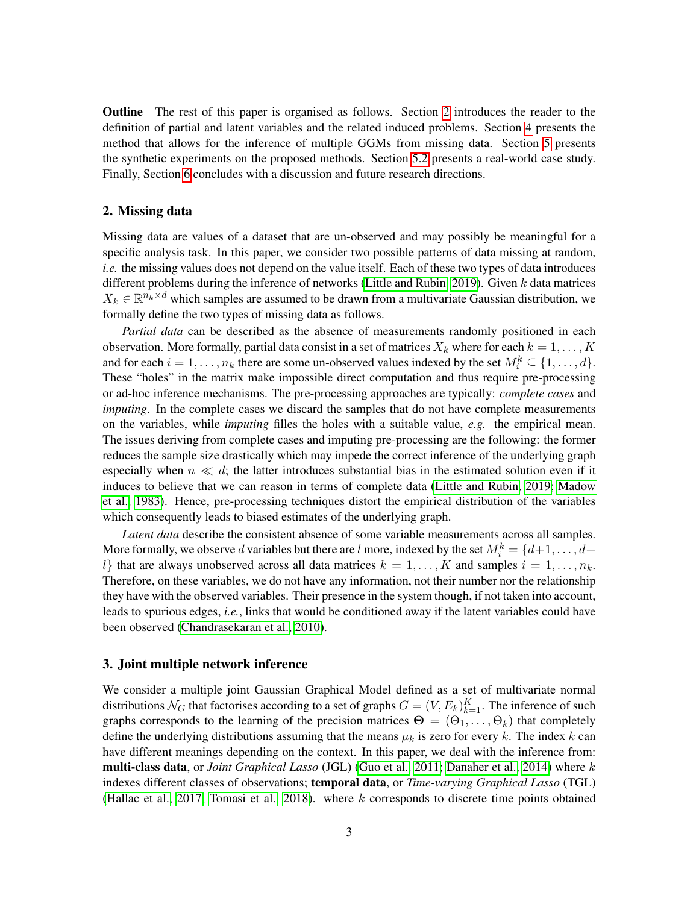**Outline** The rest of this paper is organised as follows. Section 2 introduces the reader to the definition of partial and latent variables and the related induced problems. Section 4 presents the method that allows for the inference of multiple GGMs from missing data. Section 5 presents the synthetic experiments on the proposed methods. Section 5.2 presents a real-world case study. Finally, Section 6 concludes with a discussion and future research directions.

## 2. Missing data

Missing data are values of a dataset that are un-observed and may possibly be meaningful for a specific analysis task. In this paper, we consider two possible patterns of data missing at random, *i.e.* the missing values does not depend on the value itself. Each of these two types of data introduces different problems during the inference of networks (Little and Rubin, 2019). Given $k$ data matrices $X_k \in \mathbb{R}^{n_k \times d}$ which samples are assumed to be drawn from a multivariate Gaussian distribution, we formally define the two types of missing data as follows.

*Partial data* can be described as the absence of measurements randomly positioned in each observation. More formally, partial data consist in a set of matrices $X_k$ where for each $k = 1, \ldots, K$ and for each $i = 1, \ldots, n_k$ there are some un-observed values indexed by the set $M_i^k \subseteq \{1, \ldots, d\}$. These "holes" in the matrix make impossible direct computation and thus require pre-processing or ad-hoc inference mechanisms. The pre-processing approaches are typically: *complete cases* and *imputing*. In the complete cases we discard the samples that do not have complete measurements on the variables, while *imputing* filles the holes with a suitable value, *e.g.* the empirical mean. The issues deriving from complete cases and imputing pre-processing are the following: the former reduces the sample size drastically which may impede the correct inference of the underlying graph especially when $n \ll d$; the latter introduces substantial bias in the estimated solution even if it induces to believe that we can reason in terms of complete data (Little and Rubin, 2019; Madow et al., 1983). Hence, pre-processing techniques distort the empirical distribution of the variables which consequently leads to biased estimates of the underlying graph.

*Latent data* describe the consistent absence of some variable measurements across all samples. More formally, we observe $d$ variables but there are $l$ more, indexed by the set $M_i^k = \{d+1, \ldots, d+l\}$ that are always unobserved across all data matrices $k = 1, \ldots, K$ and samples $i = 1, \ldots, n_k$. Therefore, on these variables, we do not have any information, not their number nor the relationship they have with the observed variables. Their presence in the system though, if not taken into account, leads to spurious edges, *i.e.*, links that would be conditioned away if the latent variables could have been observed (Chandrasekaran et al., 2010).

## 3. Joint multiple network inference

We consider a multiple joint Gaussian Graphical Model defined as a set of multivariate normal distributions $\mathcal{N}_G$ that factorises according to a set of graphs $G = (V, E_k)_{k=1}^K$. The inference of such graphs corresponds to the learning of the precision matrices $\boldsymbol{\Theta} = (\Theta_1, \ldots, \Theta_k)$ that completely define the underlying distributions assuming that the means $\mu_k$ is zero for every $k$. The index $k$ can have different meanings depending on the context. In this paper, we deal with the inference from: **multi-class data**, or *Joint Graphical Lasso* (JGL) (Guo et al., 2011; Danaher et al., 2014) where $k$ indexes different classes of observations; **temporal data**, or *Time-varying Graphical Lasso* (TGL) (Hallac et al., 2017; Tomasi et al., 2018). where $k$ corresponds to discrete time points obtained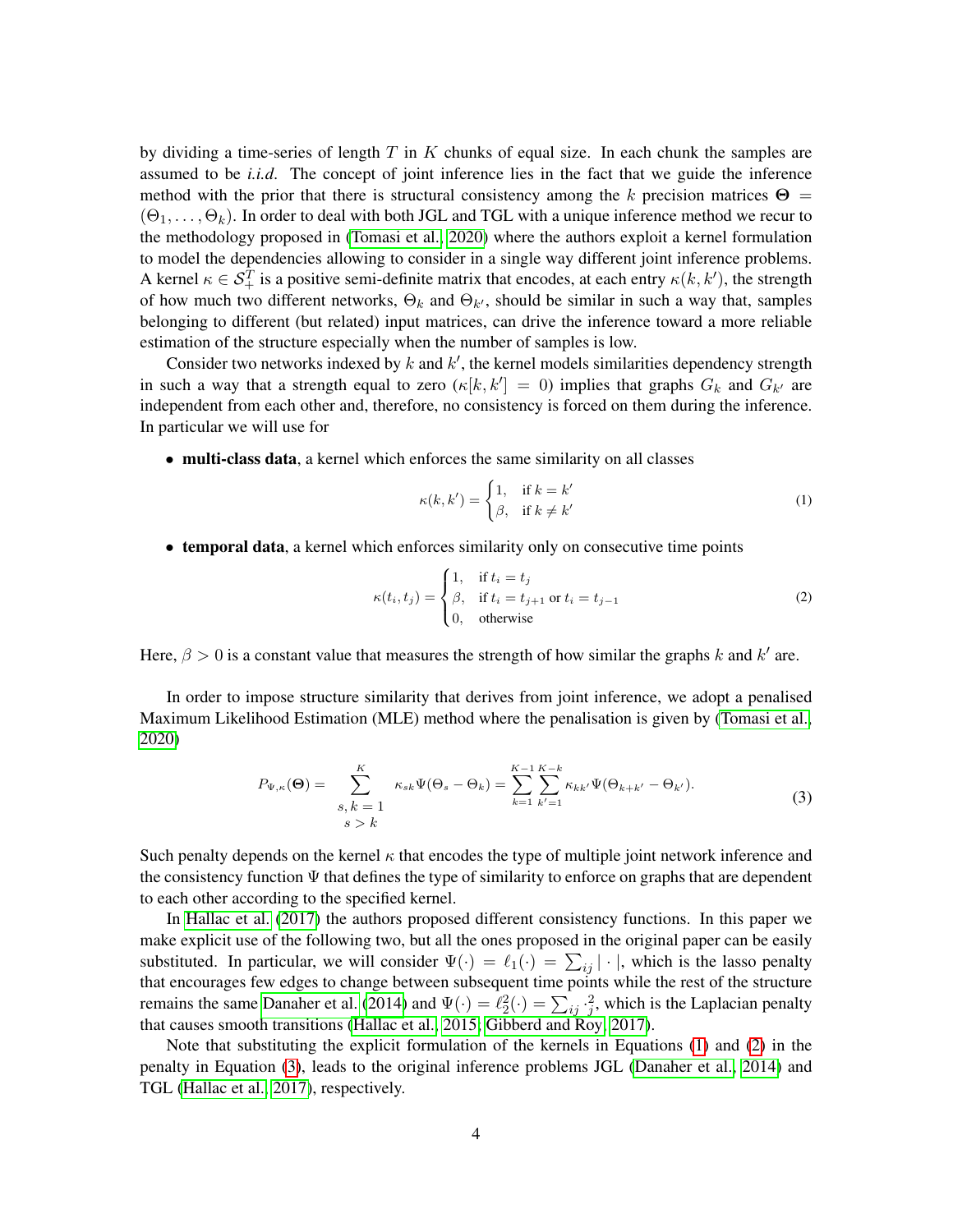by dividing a time-series of length $T$ in $K$ chunks of equal size. In each chunk the samples are assumed to be *i.i.d*. The concept of joint inference lies in the fact that we guide the inference method with the prior that there is structural consistency among the $k$ precision matrices $\mathbf{\Theta} = (\Theta_1, \ldots, \Theta_k)$. In order to deal with both JGL and TGL with a unique inference method we recur to the methodology proposed in (Tomasi et al., 2020) where the authors exploit a kernel formulation to model the dependencies allowing to consider in a single way different joint inference problems. A kernel $\kappa \in \mathcal{S}_+^T$ is a positive semi-definite matrix that encodes, at each entry $\kappa(k, k')$, the strength of how much two different networks, $\Theta_k$ and $\Theta_{k'}$, should be similar in such a way that, samples belonging to different (but related) input matrices, can drive the inference toward a more reliable estimation of the structure especially when the number of samples is low.

Consider two networks indexed by $k$ and $k'$, the kernel models similarities dependency strength in such a way that a strength equal to zero ($\kappa[k, k'] = 0$) implies that graphs $G_k$ and $G_{k'}$ are independent from each other and, therefore, no consistency is forced on them during the inference. In particular we will use for

- **multi-class data**, a kernel which enforces the same similarity on all classes

$$\kappa(k, k') = \begin{cases} 1, & \text{if } k = k' \\ \beta, & \text{if } k \neq k' \end{cases} \tag{1}$$

- **temporal data**, a kernel which enforces similarity only on consecutive time points

$$\kappa(t_i, t_j) = \begin{cases} 1, & \text{if } t_i = t_j \\ \beta, & \text{if } t_i = t_{j+1} \text{ or } t_i = t_{j-1} \\ 0, & \text{otherwise} \end{cases} \tag{2}$$

Here, $\beta > 0$ is a constant value that measures the strength of how similar the graphs $k$ and $k'$ are.

In order to impose structure similarity that derives from joint inference, we adopt a penalised Maximum Likelihood Estimation (MLE) method where the penalisation is given by (Tomasi et al., 2020)

$$P_{\Psi,\kappa}(\mathbf{\Theta}) = \sum_{\substack{s,k=1 \\ s>k}}^{K} \kappa_{sk} \Psi(\Theta_s - \Theta_k) = \sum_{k=1}^{K-1} \sum_{k'=1}^{K-k} \kappa_{kk'} \Psi(\Theta_{k+k'} - \Theta_{k'}). \tag{3}$$

Such penalty depends on the kernel $\kappa$ that encodes the type of multiple joint network inference and the consistency function $\Psi$ that defines the type of similarity to enforce on graphs that are dependent to each other according to the specified kernel.

In Hallac et al. (2017) the authors proposed different consistency functions. In this paper we make explicit use of the following two, but all the ones proposed in the original paper can be easily substituted. In particular, we will consider $\Psi(\cdot) = \ell_1(\cdot) = \sum_{ij} |\cdot|$, which is the lasso penalty that encourages few edges to change between subsequent time points while the rest of the structure remains the same Danaher et al. (2014) and $\Psi(\cdot) = \ell_2^2(\cdot) = \sum_{ij} \cdot_j^2$, which is the Laplacian penalty that causes smooth transitions (Hallac et al., 2015; Gibberd and Roy, 2017).

Note that substituting the explicit formulation of the kernels in Equations (1) and (2) in the penalty in Equation (3), leads to the original inference problems JGL (Danaher et al., 2014) and TGL (Hallac et al., 2017), respectively.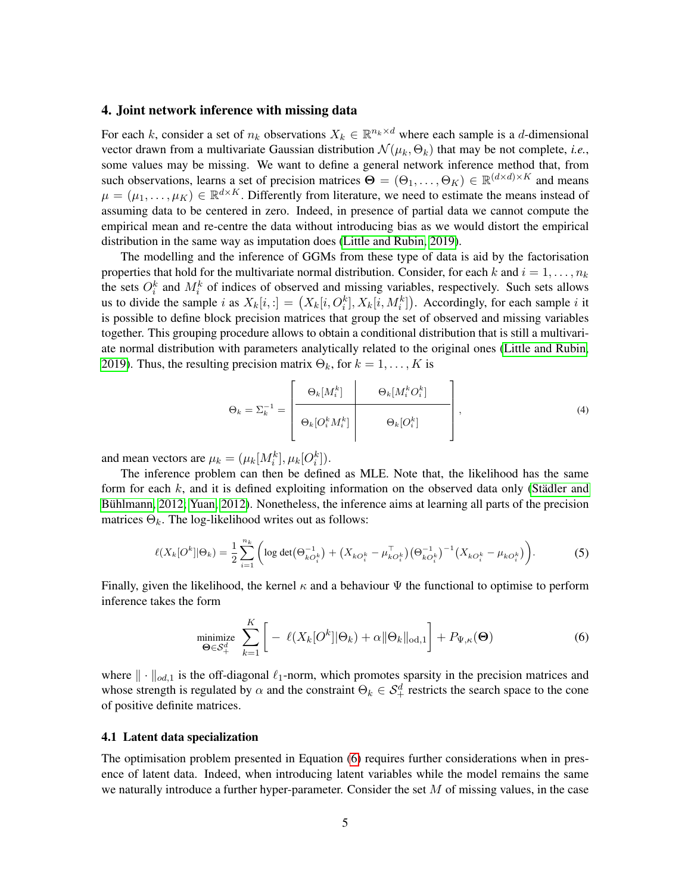## 4. Joint network inference with missing data

For each $k$, consider a set of $n_k$ observations $X_k \in \mathbb{R}^{n_k \times d}$ where each sample is a $d$-dimensional vector drawn from a multivariate Gaussian distribution $\mathcal{N}(\mu_k, \Theta_k)$ that may be not complete, *i.e.*, some values may be missing. We want to define a general network inference method that, from such observations, learns a set of precision matrices $\boldsymbol{\Theta} = (\Theta_1, \dots, \Theta_K) \in \mathbb{R}^{(d \times d) \times K}$ and means $\mu = (\mu_1, \dots, \mu_K) \in \mathbb{R}^{d \times K}$. Differently from literature, we need to estimate the means instead of assuming data to be centered in zero. Indeed, in presence of partial data we cannot compute the empirical mean and re-centre the data without introducing bias as we would distort the empirical distribution in the same way as imputation does (Little and Rubin, 2019).

The modelling and the inference of GGMs from these type of data is aid by the factorisation properties that hold for the multivariate normal distribution. Consider, for each $k$ and $i = 1, \dots, n_k$ the sets $O_i^k$ and $M_i^k$ of indices of observed and missing variables, respectively. Such sets allows us to divide the sample $i$ as $X_k[i,:] = \big(X_k[i, O_i^k], X_k[i, M_i^k]\big)$. Accordingly, for each sample $i$ it is possible to define block precision matrices that group the set of observed and missing variables together. This grouping procedure allows to obtain a conditional distribution that is still a multivariate normal distribution with parameters analytically related to the original ones (Little and Rubin, 2019). Thus, the resulting precision matrix $\Theta_k$, for $k = 1, \dots, K$ is

$$
\Theta_k = \Sigma_k^{-1} = \left[\begin{array}{c|c} \Theta_k[M_i^k] & \Theta_k[M_i^k O_i^k] \\ \hline \Theta_k[O_i^k M_i^k] & \Theta_k[O_i^k] \end{array}\right], \tag{4}
$$

and mean vectors are $\mu_k = (\mu_k[M_i^k], \mu_k[O_i^k])$.

The inference problem can then be defined as MLE. Note that, the likelihood has the same form for each $k$, and it is defined exploiting information on the observed data only (Städler and Bühlmann, 2012; Yuan, 2012). Nonetheless, the inference aims at learning all parts of the precision matrices $\Theta_k$. The log-likelihood writes out as follows:

$$
\ell(X_k[O^k]|\Theta_k) = \frac{1}{2} \sum_{i=1}^{n_k} \Big( \log \det\big(\Theta_{kO_i^k}^{-1}\big) + \big(X_{kO_i^k} - \mu_{kO_i^k}^\top\big)\big(\Theta_{kO_i^k}^{-1}\big)^{-1}\big(X_{kO_i^k} - \mu_{kO_i^k}\big)\Big). \tag{5}
$$

Finally, given the likelihood, the kernel $\kappa$ and a behaviour $\Psi$ the functional to optimise to perform inference takes the form

$$
\underset{\boldsymbol{\Theta} \in \mathcal{S}_+^d}{\text{minimize}} \ \sum_{k=1}^{K} \Big[ -\ \ell(X_k[O^k]|\Theta_k) + \alpha \|\Theta_k\|_{\text{od},1} \Big] + P_{\Psi,\kappa}(\boldsymbol{\Theta}) \tag{6}
$$

where $\|\cdot\|_{od,1}$ is the off-diagonal $\ell_1$-norm, which promotes sparsity in the precision matrices and whose strength is regulated by $\alpha$ and the constraint $\Theta_k \in \mathcal{S}_+^d$ restricts the search space to the cone of positive definite matrices.

### 4.1 Latent data specialization

The optimisation problem presented in Equation (6) requires further considerations when in presence of latent data. Indeed, when introducing latent variables while the model remains the same we naturally introduce a further hyper-parameter. Consider the set $M$ of missing values, in the case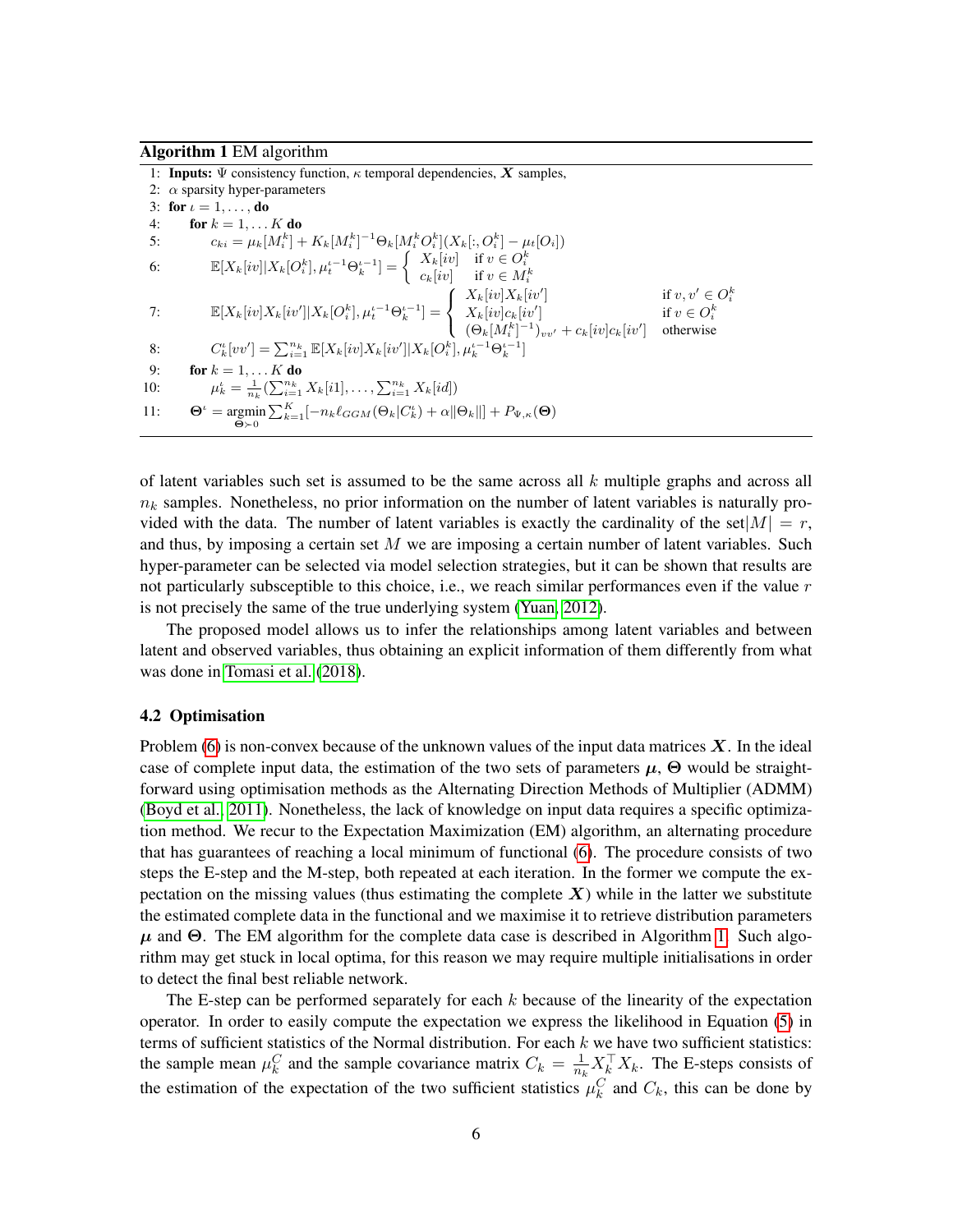**Algorithm 1** EM algorithm

```
1: Inputs: Ψ consistency function, κ temporal dependencies, X samples,
2: α sparsity hyper-parameters
3: for ι = 1, ..., do
4:     for k = 1, ... K do
5:         c_ki = μ_k[M_i^k] + K_k[M_i^k]^{-1} Θ_k[M_i^k O_i^k](X_k[:, O_i^k] − μ_t[O_i])
6:         E[X_k[iv] | X_k[O_i^k], μ_t^{ι−1} Θ_k^{ι−1}] = { X_k[iv]   if v ∈ O_i^k
                                                        { c_k[iv]   if v ∈ M_i^k
7:         E[X_k[iv] X_k[iv'] | X_k[O_i^k], μ_t^{ι−1} Θ_k^{ι−1}] = { X_k[iv] X_k[iv']                          if v, v' ∈ O_i^k
                                                                 { X_k[iv] c_k[iv']                           if v ∈ O_i^k
                                                                 { (Θ_k[M_i^k]^{-1})_{vv'} + c_k[iv] c_k[iv']  otherwise
8:         C_k^ι[vv'] = Σ_{i=1}^{n_k} E[X_k[iv] X_k[iv'] | X_k[O_i^k], μ_k^{ι−1} Θ_k^{ι−1}]
9:     for k = 1, ... K do
10:        μ_k^ι = (1/n_k)(Σ_{i=1}^{n_k} X_k[i1], ..., Σ_{i=1}^{n_k} X_k[id])
11:    Θ^ι = argmin_{Θ≻0} Σ_{k=1}^{K} [−n_k ℓ_GGM(Θ_k | C_k^ι) + α‖Θ_k‖] + P_{Ψ,κ}(Θ)
```

of latent variables such set is assumed to be the same across all $k$ multiple graphs and across all $n_k$ samples. Nonetheless, no prior information on the number of latent variables is naturally provided with the data. The number of latent variables is exactly the cardinality of the set$|M| = r$, and thus, by imposing a certain set $M$ we are imposing a certain number of latent variables. Such hyper-parameter can be selected via model selection strategies, but it can be shown that results are not particularly susceptible to this choice, i.e., we reach similar performances even if the value $r$ is not precisely the same of the true underlying system (Yuan, 2012).

The proposed model allows us to infer the relationships among latent variables and between latent and observed variables, thus obtaining an explicit information of them differently from what was done in Tomasi et al. (2018).

### 4.2 Optimisation

Problem (6) is non-convex because of the unknown values of the input data matrices $\boldsymbol{X}$. In the ideal case of complete input data, the estimation of the two sets of parameters $\boldsymbol{\mu}$, $\boldsymbol{\Theta}$ would be straightforward using optimisation methods as the Alternating Direction Methods of Multiplier (ADMM) (Boyd et al., 2011). Nonetheless, the lack of knowledge on input data requires a specific optimization method. We recur to the Expectation Maximization (EM) algorithm, an alternating procedure that has guarantees of reaching a local minimum of functional (6). The procedure consists of two steps the E-step and the M-step, both repeated at each iteration. In the former we compute the expectation on the missing values (thus estimating the complete $\boldsymbol{X}$) while in the latter we substitute the estimated complete data in the functional and we maximise it to retrieve distribution parameters $\boldsymbol{\mu}$ and $\boldsymbol{\Theta}$. The EM algorithm for the complete data case is described in Algorithm 1. Such algorithm may get stuck in local optima, for this reason we may require multiple initialisations in order to detect the final best reliable network.

The E-step can be performed separately for each $k$ because of the linearity of the expectation operator. In order to easily compute the expectation we express the likelihood in Equation (5) in terms of sufficient statistics of the Normal distribution. For each $k$ we have two sufficient statistics: the sample mean $\mu_k^C$ and the sample covariance matrix $C_k = \frac{1}{n_k} X_k^\top X_k$. The E-steps consists of the estimation of the expectation of the two sufficient statistics $\mu_k^C$ and $C_k$, this can be done by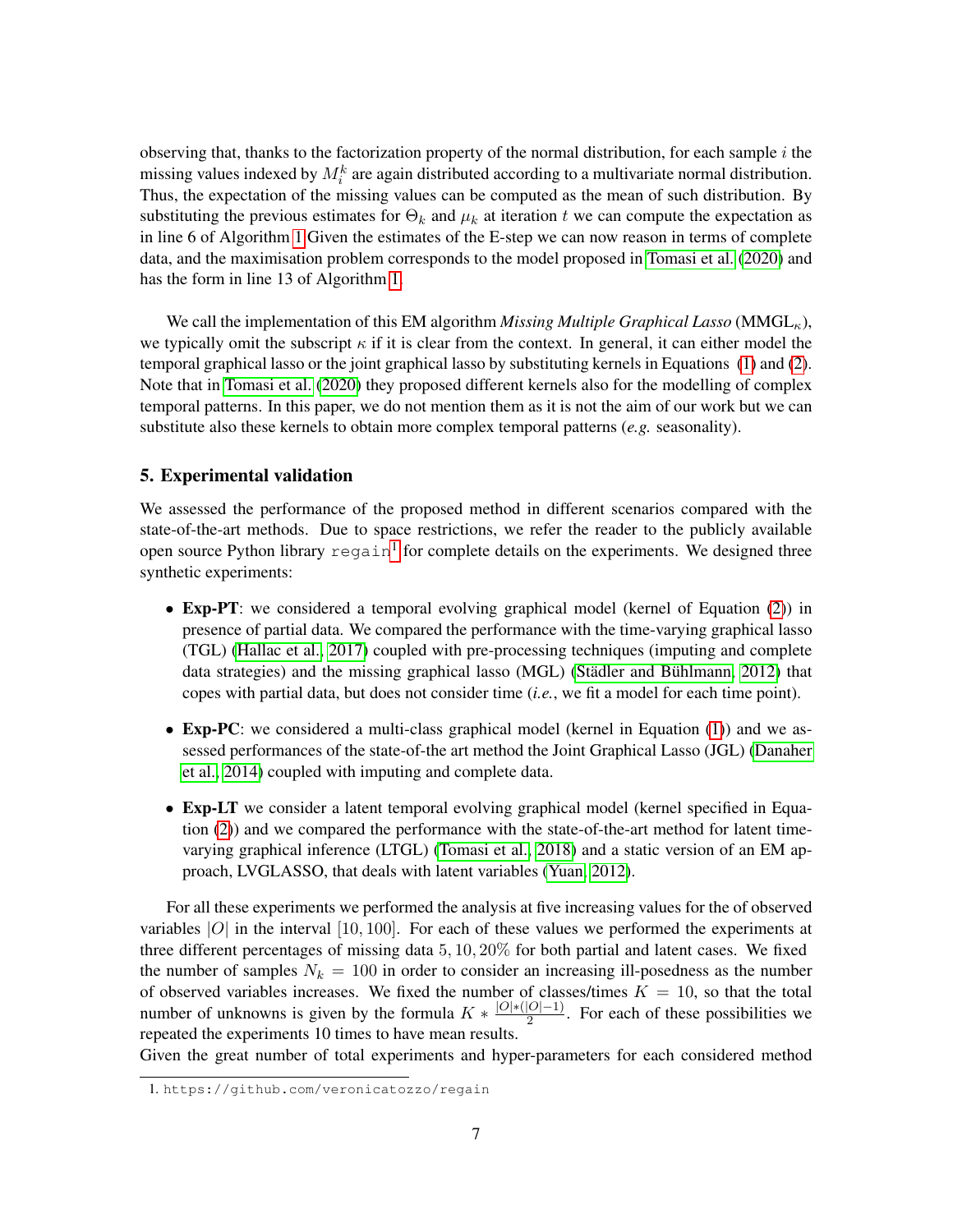observing that, thanks to the factorization property of the normal distribution, for each sample $i$ the missing values indexed by $M_i^k$ are again distributed according to a multivariate normal distribution. Thus, the expectation of the missing values can be computed as the mean of such distribution. By substituting the previous estimates for $\Theta_k$ and $\mu_k$ at iteration $t$ we can compute the expectation as in line 6 of Algorithm 1 Given the estimates of the E-step we can now reason in terms of complete data, and the maximisation problem corresponds to the model proposed in Tomasi et al. (2020) and has the form in line 13 of Algorithm 1.

We call the implementation of this EM algorithm *Missing Multiple Graphical Lasso* (MMGL$_\kappa$), we typically omit the subscript $\kappa$ if it is clear from the context. In general, it can either model the temporal graphical lasso or the joint graphical lasso by substituting kernels in Equations (1) and (2). Note that in Tomasi et al. (2020) they proposed different kernels also for the modelling of complex temporal patterns. In this paper, we do not mention them as it is not the aim of our work but we can substitute also these kernels to obtain more complex temporal patterns (*e.g.* seasonality).

## 5. Experimental validation

We assessed the performance of the proposed method in different scenarios compared with the state-of-the-art methods. Due to space restrictions, we refer the reader to the publicly available open source Python library `regain`[1] for complete details on the experiments. We designed three synthetic experiments:

- **Exp-PT**: we considered a temporal evolving graphical model (kernel of Equation (2)) in presence of partial data. We compared the performance with the time-varying graphical lasso (TGL) (Hallac et al., 2017) coupled with pre-processing techniques (imputing and complete data strategies) and the missing graphical lasso (MGL) (Städler and Bühlmann, 2012) that copes with partial data, but does not consider time (*i.e.*, we fit a model for each time point).
- **Exp-PC**: we considered a multi-class graphical model (kernel in Equation (1)) and we assessed performances of the state-of-the art method the Joint Graphical Lasso (JGL) (Danaher et al., 2014) coupled with imputing and complete data.
- **Exp-LT** we consider a latent temporal evolving graphical model (kernel specified in Equation (2)) and we compared the performance with the state-of-the-art method for latent time-varying graphical inference (LTGL) (Tomasi et al., 2018) and a static version of an EM approach, LVGLASSO, that deals with latent variables (Yuan, 2012).

For all these experiments we performed the analysis at five increasing values for the of observed variables $|O|$ in the interval $[10, 100]$. For each of these values we performed the experiments at three different percentages of missing data $5, 10, 20\%$ for both partial and latent cases. We fixed the number of samples $N_k = 100$ in order to consider an increasing ill-posedness as the number of observed variables increases. We fixed the number of classes/times $K = 10$, so that the total number of unknowns is given by the formula $K * \frac{|O|*(|O|-1)}{2}$. For each of these possibilities we repeated the experiments 10 times to have mean results.
Given the great number of total experiments and hyper-parameters for each considered method

[1] https://github.com/veronicatozzo/regain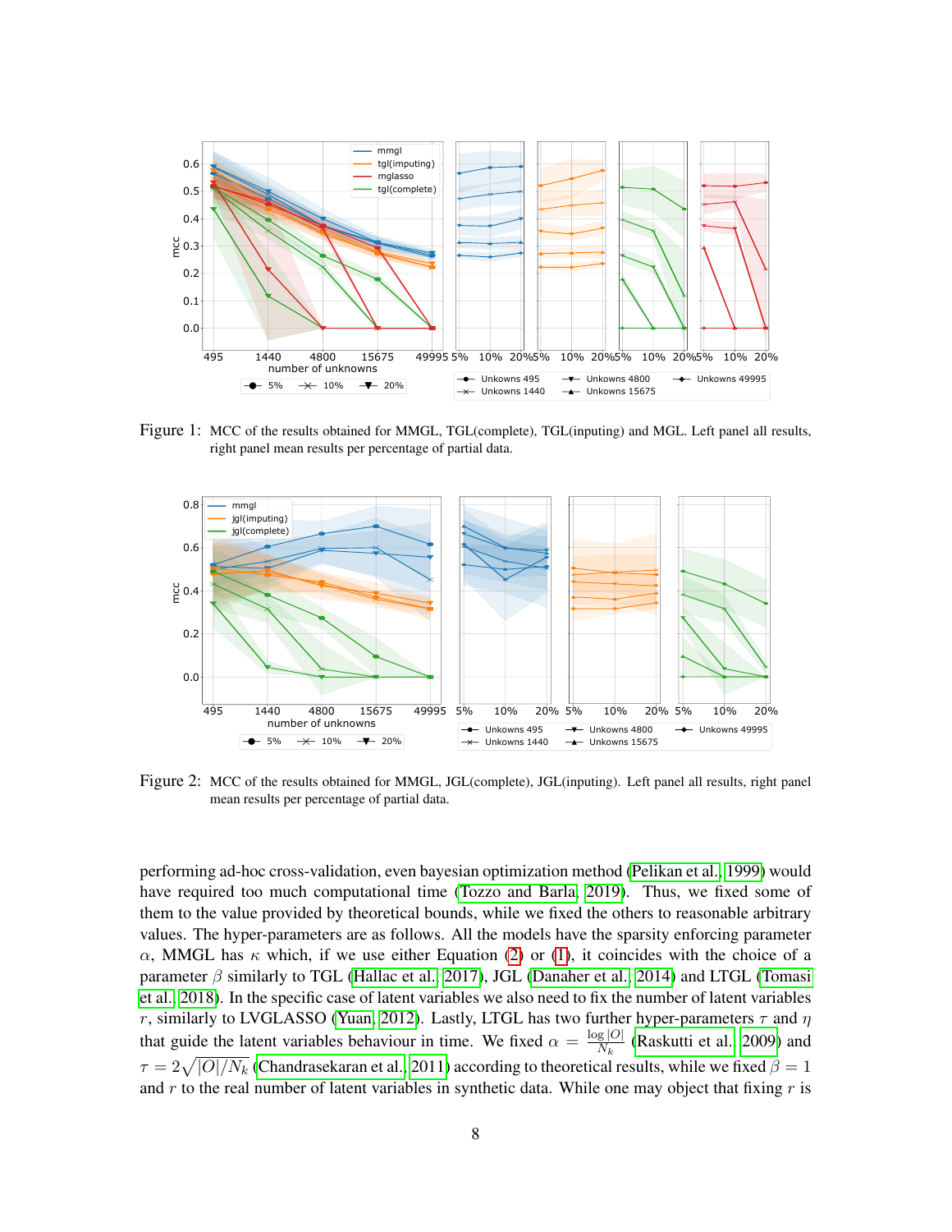Figure 1: MCC of the results obtained for MMGL, TGL(complete), TGL(inputing) and MGL. Left panel all results, right panel mean results per percentage of partial data.

Figure 2: MCC of the results obtained for MMGL, JGL(complete), JGL(inputing). Left panel all results, right panel mean results per percentage of partial data.

performing ad-hoc cross-validation, even bayesian optimization method (Pelikan et al., 1999) would have required too much computational time (Tozzo and Barla, 2019). Thus, we fixed some of them to the value provided by theoretical bounds, while we fixed the others to reasonable arbitrary values. The hyper-parameters are as follows. All the models have the sparsity enforcing parameter $\alpha$, MMGL has $\kappa$ which, if we use either Equation (2) or (1), it coincides with the choice of a parameter $\beta$ similarly to TGL (Hallac et al., 2017), JGL (Danaher et al., 2014) and LTGL (Tomasi et al., 2018). In the specific case of latent variables we also need to fix the number of latent variables $r$, similarly to LVGLASSO (Yuan, 2012). Lastly, LTGL has two further hyper-parameters $\tau$ and $\eta$ that guide the latent variables behaviour in time. We fixed $\alpha = \frac{\log |O|}{N_k}$ (Raskutti et al., 2009) and $\tau = 2\sqrt{|O|/N_k}$ (Chandrasekaran et al., 2011) according to theoretical results, while we fixed $\beta = 1$ and $r$ to the real number of latent variables in synthetic data. While one may object that fixing $r$ is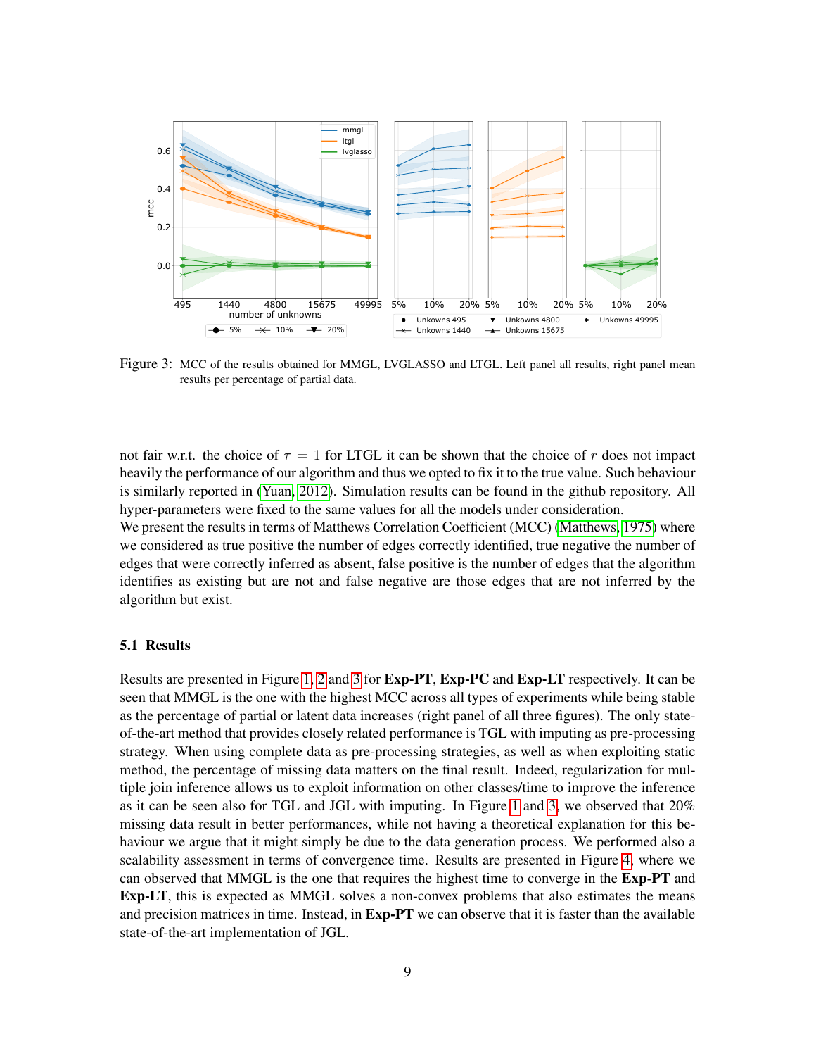Figure 3: MCC of the results obtained for MMGL, LVGLASSO and LTGL. Left panel all results, right panel mean results per percentage of partial data.

not fair w.r.t. the choice of $\tau = 1$ for LTGL it can be shown that the choice of $r$ does not impact heavily the performance of our algorithm and thus we opted to fix it to the true value. Such behaviour is similarly reported in (Yuan, 2012). Simulation results can be found in the github repository. All hyper-parameters were fixed to the same values for all the models under consideration.

We present the results in terms of Matthews Correlation Coefficient (MCC) (Matthews, 1975) where we considered as true positive the number of edges correctly identified, true negative the number of edges that were correctly inferred as absent, false positive is the number of edges that the algorithm identifies as existing but are not and false negative are those edges that are not inferred by the algorithm but exist.

### 5.1 Results

Results are presented in Figure 1, 2 and 3 for **Exp-PT**, **Exp-PC** and **Exp-LT** respectively. It can be seen that MMGL is the one with the highest MCC across all types of experiments while being stable as the percentage of partial or latent data increases (right panel of all three figures). The only state-of-the-art method that provides closely related performance is TGL with imputing as pre-processing strategy. When using complete data as pre-processing strategies, as well as when exploiting static method, the percentage of missing data matters on the final result. Indeed, regularization for multiple join inference allows us to exploit information on other classes/time to improve the inference as it can be seen also for TGL and JGL with imputing. In Figure 1 and 3, we observed that 20% missing data result in better performances, while not having a theoretical explanation for this behaviour we argue that it might simply be due to the data generation process. We performed also a scalability assessment in terms of convergence time. Results are presented in Figure 4, where we can observed that MMGL is the one that requires the highest time to converge in the **Exp-PT** and **Exp-LT**, this is expected as MMGL solves a non-convex problems that also estimates the means and precision matrices in time. Instead, in **Exp-PT** we can observe that it is faster than the available state-of-the-art implementation of JGL.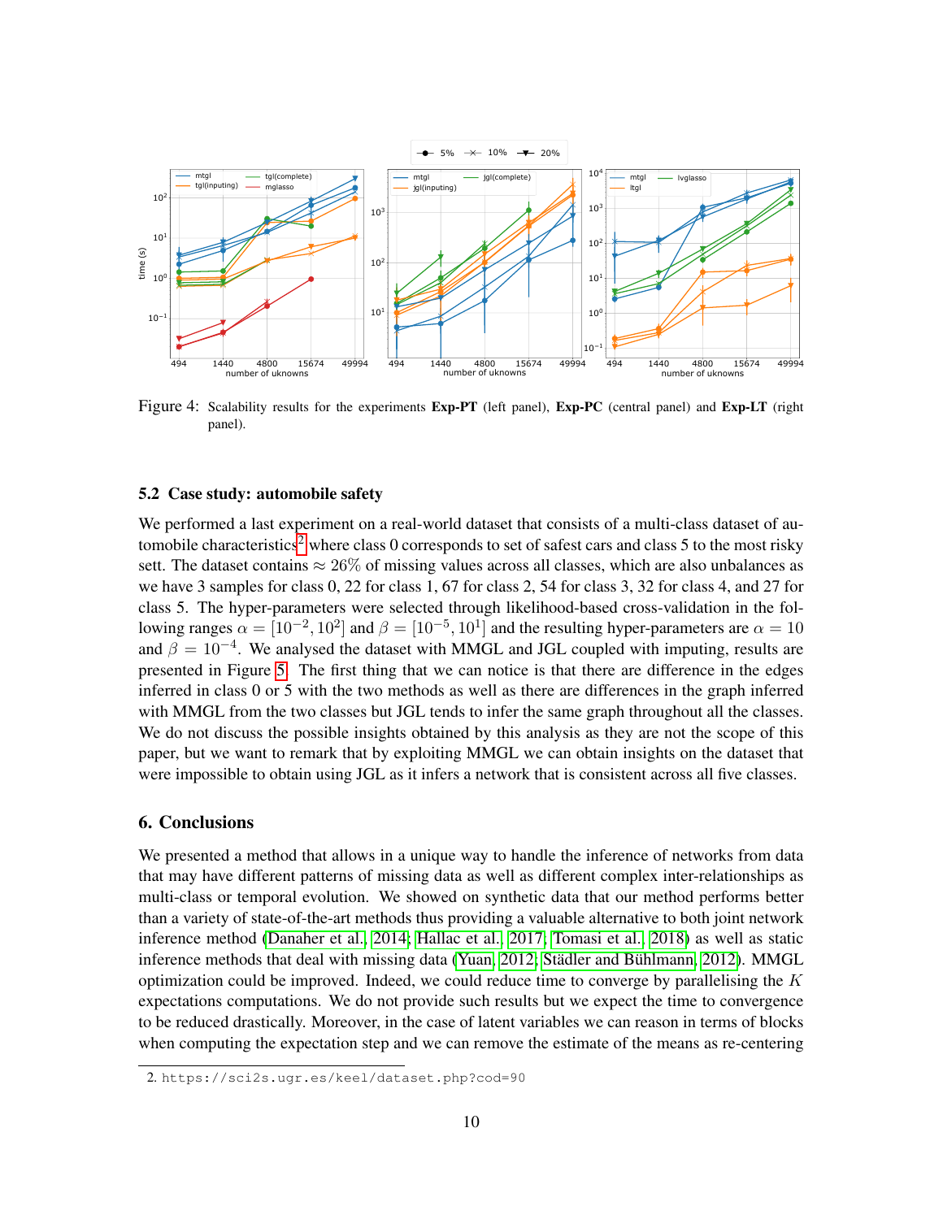Figure 4: Scalability results for the experiments **Exp-PT** (left panel), **Exp-PC** (central panel) and **Exp-LT** (right panel).

### 5.2 Case study: automobile safety

We performed a last experiment on a real-world dataset that consists of a multi-class dataset of automobile characteristics[2] where class 0 corresponds to set of safest cars and class 5 to the most risky sett. The dataset contains $\approx 26\%$ of missing values across all classes, which are also unbalances as we have 3 samples for class 0, 22 for class 1, 67 for class 2, 54 for class 3, 32 for class 4, and 27 for class 5. The hyper-parameters were selected through likelihood-based cross-validation in the following ranges $\alpha = [10^{-2}, 10^{2}]$ and $\beta = [10^{-5}, 10^{1}]$ and the resulting hyper-parameters are $\alpha = 10$ and $\beta = 10^{-4}$. We analysed the dataset with MMGL and JGL coupled with imputing, results are presented in Figure 5. The first thing that we can notice is that there are difference in the edges inferred in class 0 or 5 with the two methods as well as there are differences in the graph inferred with MMGL from the two classes but JGL tends to infer the same graph throughout all the classes. We do not discuss the possible insights obtained by this analysis as they are not the scope of this paper, but we want to remark that by exploiting MMGL we can obtain insights on the dataset that were impossible to obtain using JGL as it infers a network that is consistent across all five classes.

## 6. Conclusions

We presented a method that allows in a unique way to handle the inference of networks from data that may have different patterns of missing data as well as different complex inter-relationships as multi-class or temporal evolution. We showed on synthetic data that our method performs better than a variety of state-of-the-art methods thus providing a valuable alternative to both joint network inference method (Danaher et al., 2014; Hallac et al., 2017; Tomasi et al., 2018) as well as static inference methods that deal with missing data (Yuan, 2012; Städler and Bühlmann, 2012). MMGL optimization could be improved. Indeed, we could reduce time to converge by parallelising the $K$ expectations computations. We do not provide such results but we expect the time to convergence to be reduced drastically. Moreover, in the case of latent variables we can reason in terms of blocks when computing the expectation step and we can remove the estimate of the means as re-centering

2. https://sci2s.ugr.es/keel/dataset.php?cod=90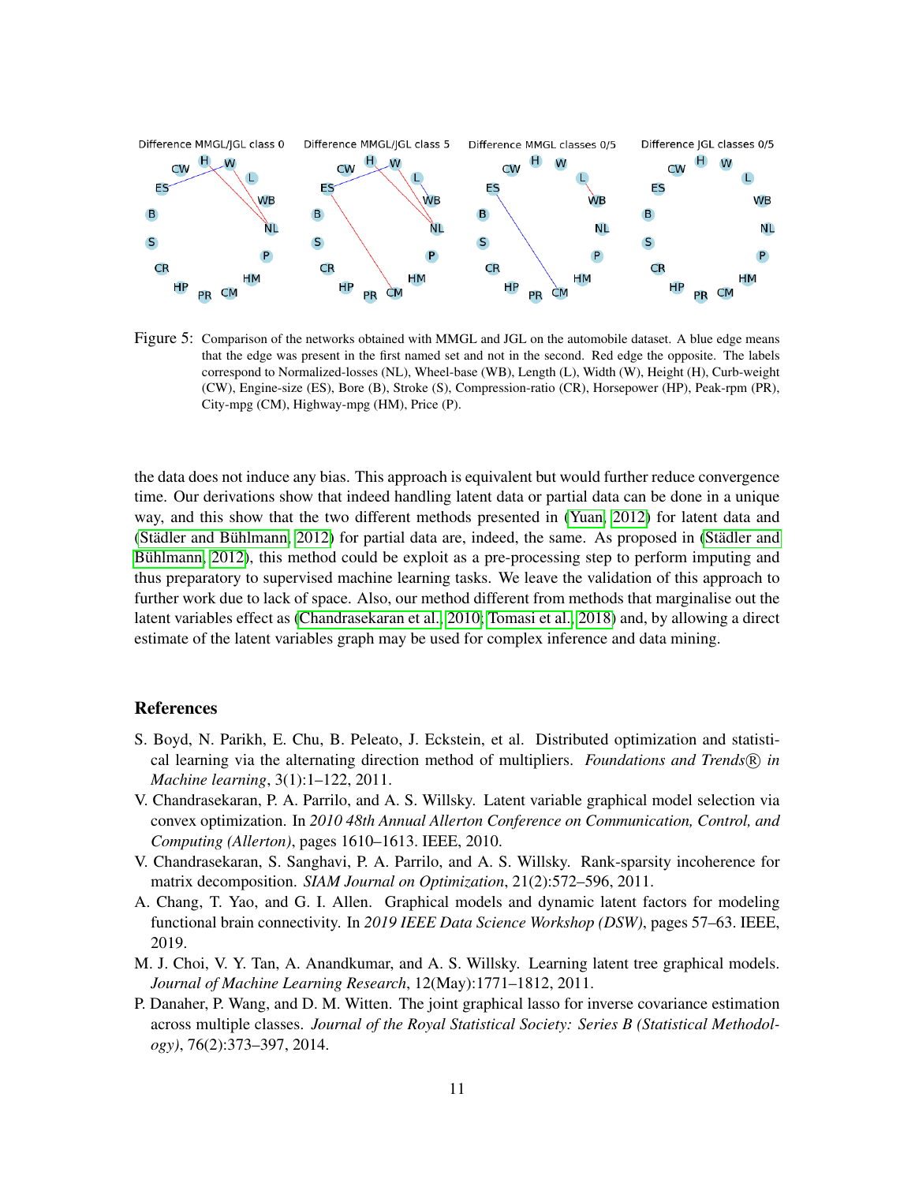Figure 5: Comparison of the networks obtained with MMGL and JGL on the automobile dataset. A blue edge means that the edge was present in the first named set and not in the second. Red edge the opposite. The labels correspond to Normalized-losses (NL), Wheel-base (WB), Length (L), Width (W), Height (H), Curb-weight (CW), Engine-size (ES), Bore (B), Stroke (S), Compression-ratio (CR), Horsepower (HP), Peak-rpm (PR), City-mpg (CM), Highway-mpg (HM), Price (P).

the data does not induce any bias. This approach is equivalent but would further reduce convergence time. Our derivations show that indeed handling latent data or partial data can be done in a unique way, and this show that the two different methods presented in (Yuan, 2012) for latent data and (Städler and Bühlmann, 2012) for partial data are, indeed, the same. As proposed in (Städler and Bühlmann, 2012), this method could be exploit as a pre-processing step to perform imputing and thus preparatory to supervised machine learning tasks. We leave the validation of this approach to further work due to lack of space. Also, our method different from methods that marginalise out the latent variables effect as (Chandrasekaran et al., 2010; Tomasi et al., 2018) and, by allowing a direct estimate of the latent variables graph may be used for complex inference and data mining.

## References

S. Boyd, N. Parikh, E. Chu, B. Peleato, J. Eckstein, et al. Distributed optimization and statistical learning via the alternating direction method of multipliers. *Foundations and Trends® in Machine learning*, 3(1):1–122, 2011.

V. Chandrasekaran, P. A. Parrilo, and A. S. Willsky. Latent variable graphical model selection via convex optimization. In *2010 48th Annual Allerton Conference on Communication, Control, and Computing (Allerton)*, pages 1610–1613. IEEE, 2010.

V. Chandrasekaran, S. Sanghavi, P. A. Parrilo, and A. S. Willsky. Rank-sparsity incoherence for matrix decomposition. *SIAM Journal on Optimization*, 21(2):572–596, 2011.

A. Chang, T. Yao, and G. I. Allen. Graphical models and dynamic latent factors for modeling functional brain connectivity. In *2019 IEEE Data Science Workshop (DSW)*, pages 57–63. IEEE, 2019.

M. J. Choi, V. Y. Tan, A. Anandkumar, and A. S. Willsky. Learning latent tree graphical models. *Journal of Machine Learning Research*, 12(May):1771–1812, 2011.

P. Danaher, P. Wang, and D. M. Witten. The joint graphical lasso for inverse covariance estimation across multiple classes. *Journal of the Royal Statistical Society: Series B (Statistical Methodology)*, 76(2):373–397, 2014.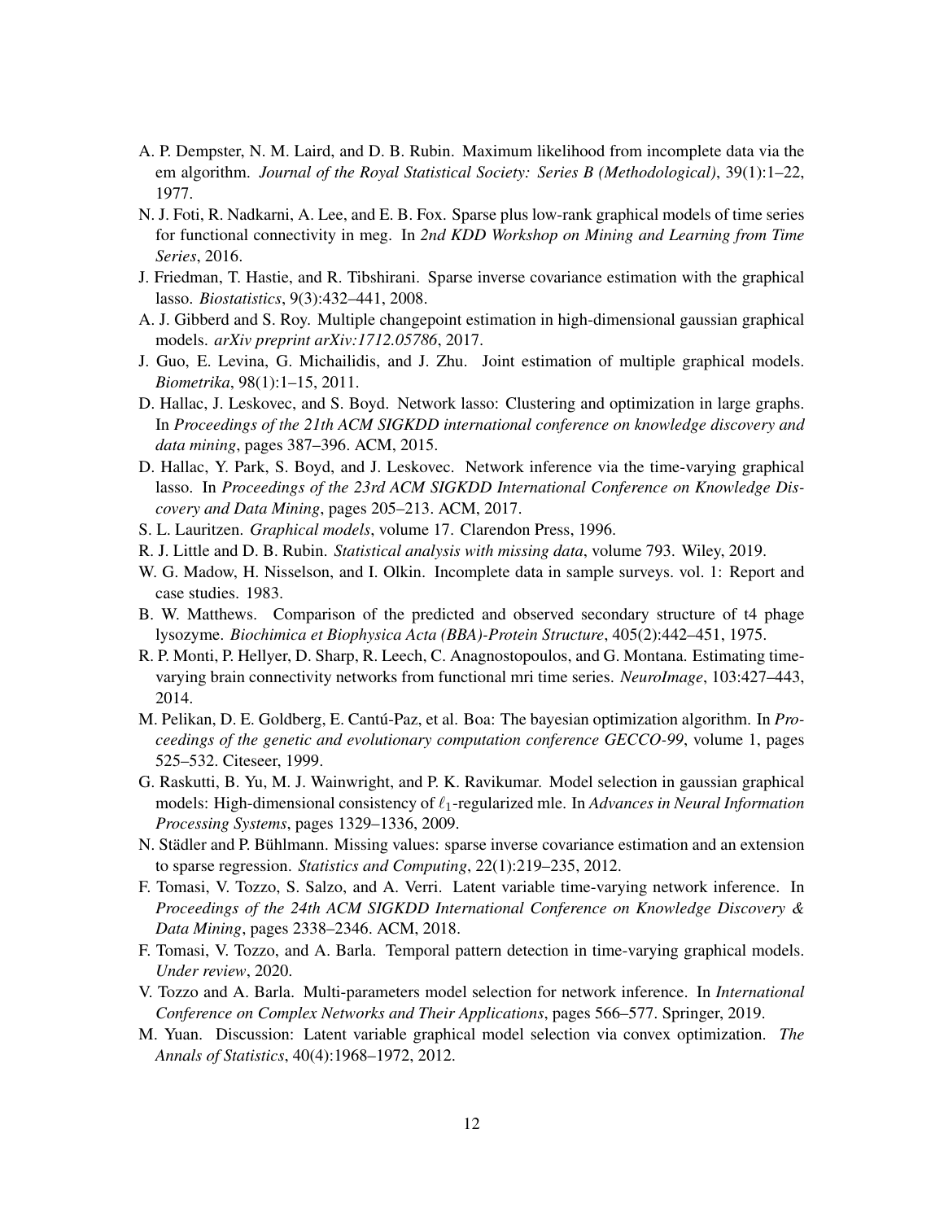A. P. Dempster, N. M. Laird, and D. B. Rubin. Maximum likelihood from incomplete data via the em algorithm. *Journal of the Royal Statistical Society: Series B (Methodological)*, 39(1):1–22, 1977.

N. J. Foti, R. Nadkarni, A. Lee, and E. B. Fox. Sparse plus low-rank graphical models of time series for functional connectivity in meg. In *2nd KDD Workshop on Mining and Learning from Time Series*, 2016.

J. Friedman, T. Hastie, and R. Tibshirani. Sparse inverse covariance estimation with the graphical lasso. *Biostatistics*, 9(3):432–441, 2008.

A. J. Gibberd and S. Roy. Multiple changepoint estimation in high-dimensional gaussian graphical models. *arXiv preprint arXiv:1712.05786*, 2017.

J. Guo, E. Levina, G. Michailidis, and J. Zhu. Joint estimation of multiple graphical models. *Biometrika*, 98(1):1–15, 2011.

D. Hallac, J. Leskovec, and S. Boyd. Network lasso: Clustering and optimization in large graphs. In *Proceedings of the 21th ACM SIGKDD international conference on knowledge discovery and data mining*, pages 387–396. ACM, 2015.

D. Hallac, Y. Park, S. Boyd, and J. Leskovec. Network inference via the time-varying graphical lasso. In *Proceedings of the 23rd ACM SIGKDD International Conference on Knowledge Discovery and Data Mining*, pages 205–213. ACM, 2017.

S. L. Lauritzen. *Graphical models*, volume 17. Clarendon Press, 1996.

R. J. Little and D. B. Rubin. *Statistical analysis with missing data*, volume 793. Wiley, 2019.

W. G. Madow, H. Nisselson, and I. Olkin. Incomplete data in sample surveys. vol. 1: Report and case studies. 1983.

B. W. Matthews. Comparison of the predicted and observed secondary structure of t4 phage lysozyme. *Biochimica et Biophysica Acta (BBA)-Protein Structure*, 405(2):442–451, 1975.

R. P. Monti, P. Hellyer, D. Sharp, R. Leech, C. Anagnostopoulos, and G. Montana. Estimating time-varying brain connectivity networks from functional mri time series. *NeuroImage*, 103:427–443, 2014.

M. Pelikan, D. E. Goldberg, E. Cantú-Paz, et al. Boa: The bayesian optimization algorithm. In *Proceedings of the genetic and evolutionary computation conference GECCO-99*, volume 1, pages 525–532. Citeseer, 1999.

G. Raskutti, B. Yu, M. J. Wainwright, and P. K. Ravikumar. Model selection in gaussian graphical models: High-dimensional consistency of $\ell_1$-regularized mle. In *Advances in Neural Information Processing Systems*, pages 1329–1336, 2009.

N. Städler and P. Bühlmann. Missing values: sparse inverse covariance estimation and an extension to sparse regression. *Statistics and Computing*, 22(1):219–235, 2012.

F. Tomasi, V. Tozzo, S. Salzo, and A. Verri. Latent variable time-varying network inference. In *Proceedings of the 24th ACM SIGKDD International Conference on Knowledge Discovery & Data Mining*, pages 2338–2346. ACM, 2018.

F. Tomasi, V. Tozzo, and A. Barla. Temporal pattern detection in time-varying graphical models. *Under review*, 2020.

V. Tozzo and A. Barla. Multi-parameters model selection for network inference. In *International Conference on Complex Networks and Their Applications*, pages 566–577. Springer, 2019.

M. Yuan. Discussion: Latent variable graphical model selection via convex optimization. *The Annals of Statistics*, 40(4):1968–1972, 2012.